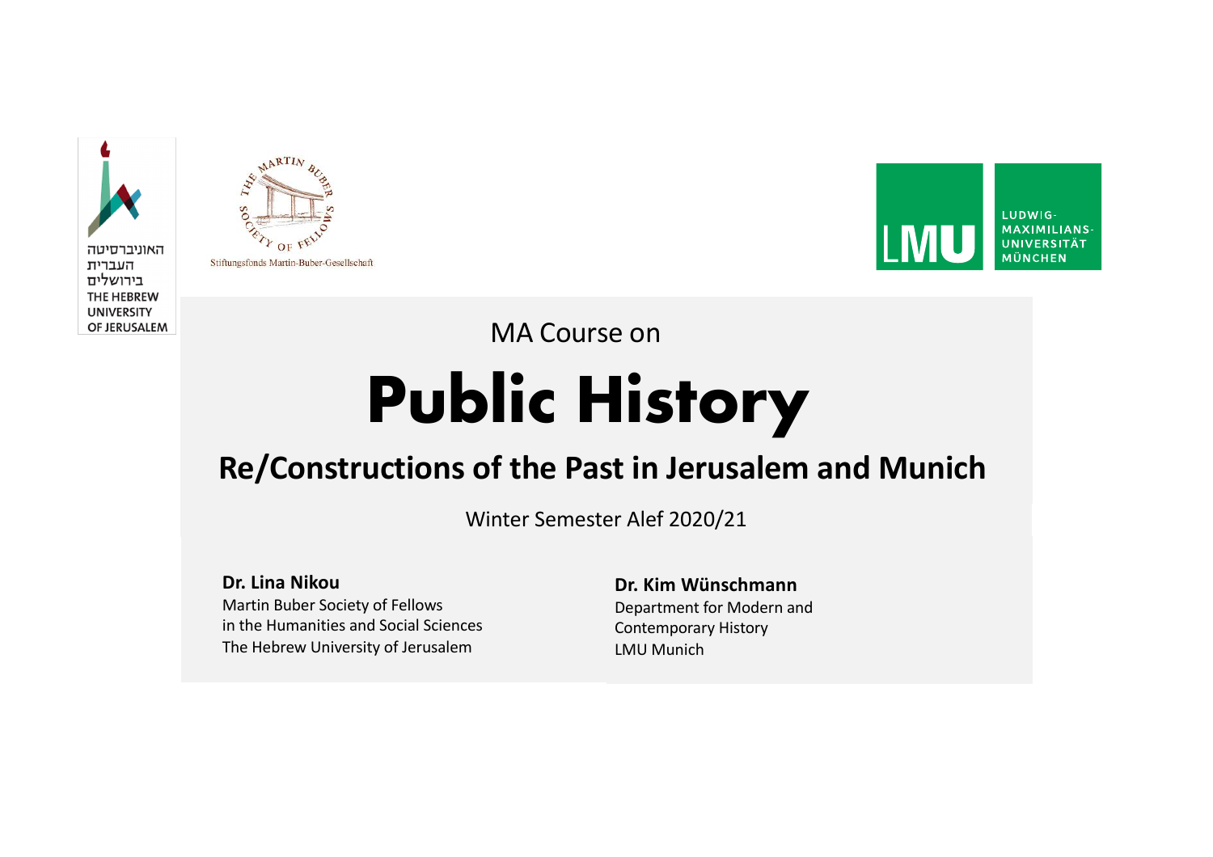האוניברסיטה
העברית
בירושלים
THE HEBREW
UNIVERSITY
OF JERUSALEM

THE MARTIN BUBER SOCIETY OF FELLOWS

Stiftungsfonds Martin-Buber-Gesellschaft

LMU LUDWIG-MAXIMILIANS-UNIVERSITÄT MÜNCHEN

MA Course on

# Public History

## Re/Constructions of the Past in Jerusalem and Munich

Winter Semester Alef 2020/21

**Dr. Lina Nikou**
Martin Buber Society of Fellows
in the Humanities and Social Sciences
The Hebrew University of Jerusalem

**Dr. Kim Wünschmann**
Department for Modern and
Contemporary History
LMU Munich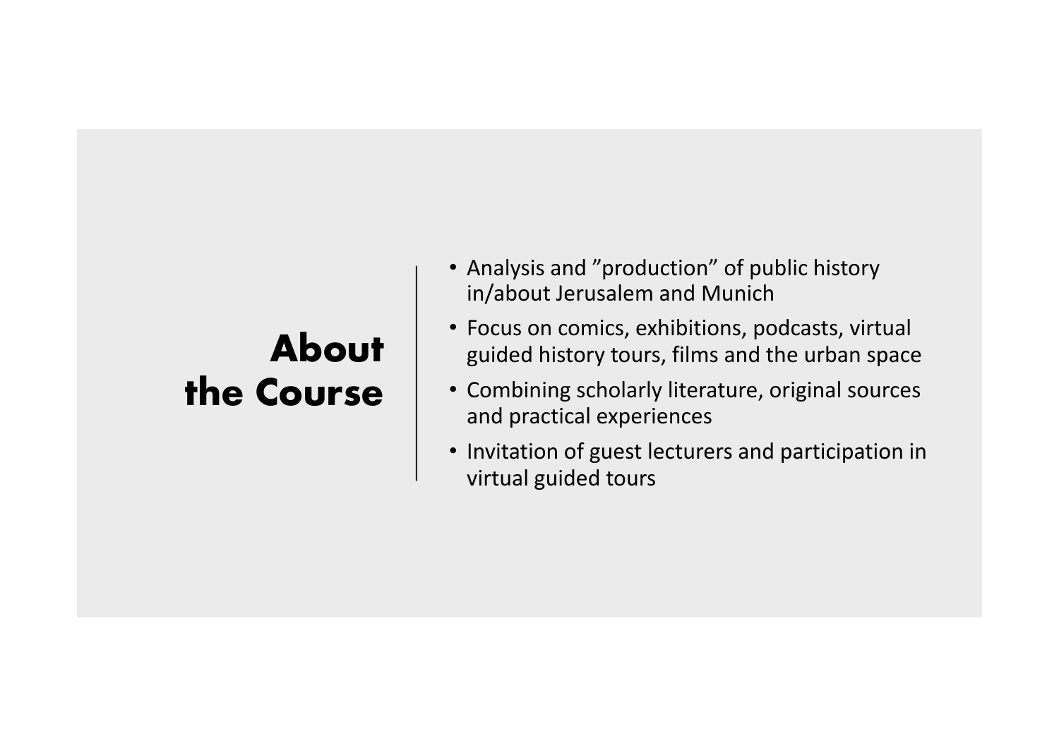# About the Course

- Analysis and ”production” of public history in/about Jerusalem and Munich
- Focus on comics, exhibitions, podcasts, virtual guided history tours, films and the urban space
- Combining scholarly literature, original sources and practical experiences
- Invitation of guest lecturers and participation in virtual guided tours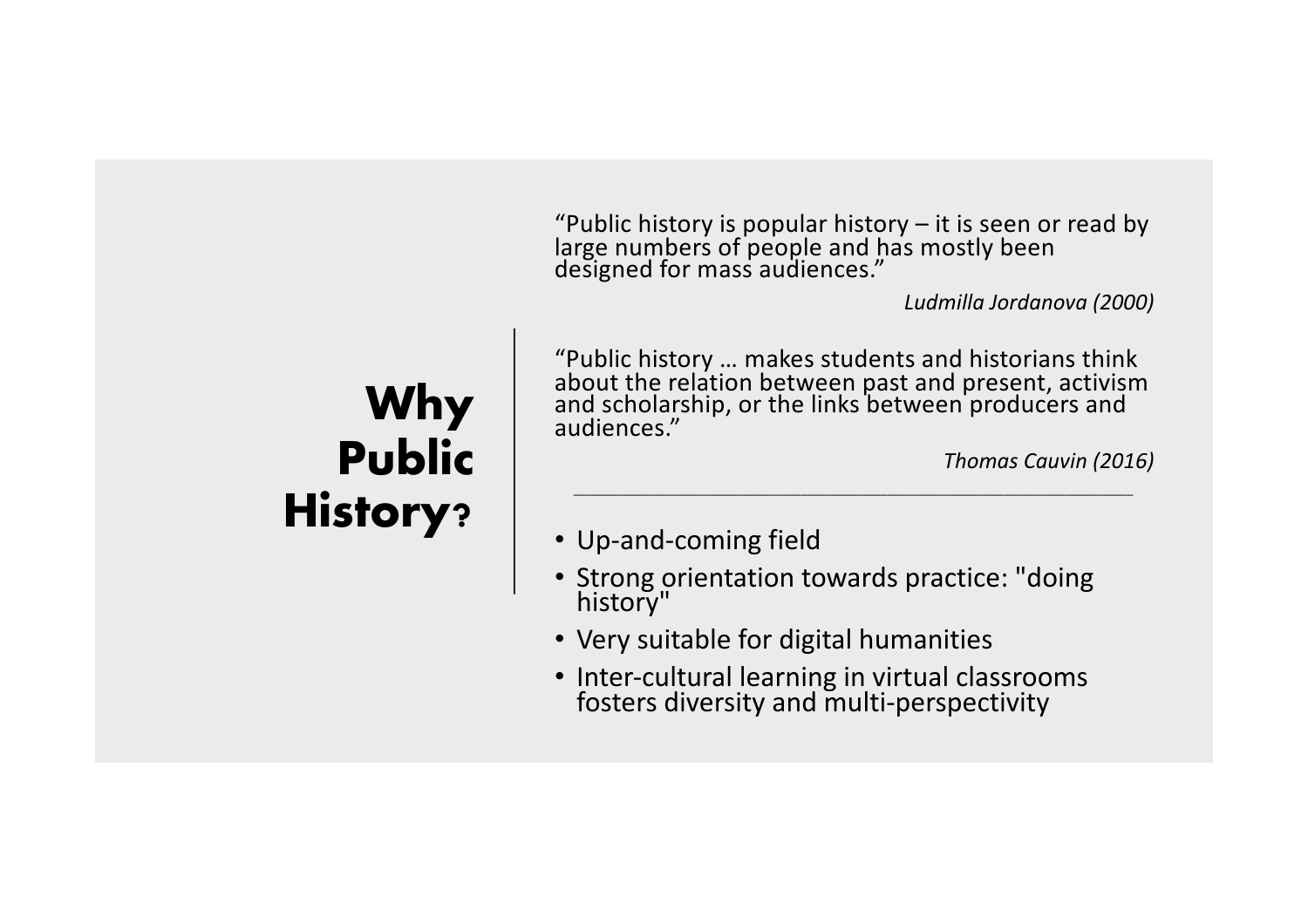# Why Public History?

"Public history is popular history – it is seen or read by large numbers of people and has mostly been designed for mass audiences."

*Ludmilla Jordanova (2000)*

"Public history … makes students and historians think about the relation between past and present, activism and scholarship, or the links between producers and audiences."

*Thomas Cauvin (2016)*

---

- Up-and-coming field
- Strong orientation towards practice: "doing history"
- Very suitable for digital humanities
- Inter-cultural learning in virtual classrooms fosters diversity and multi-perspectivity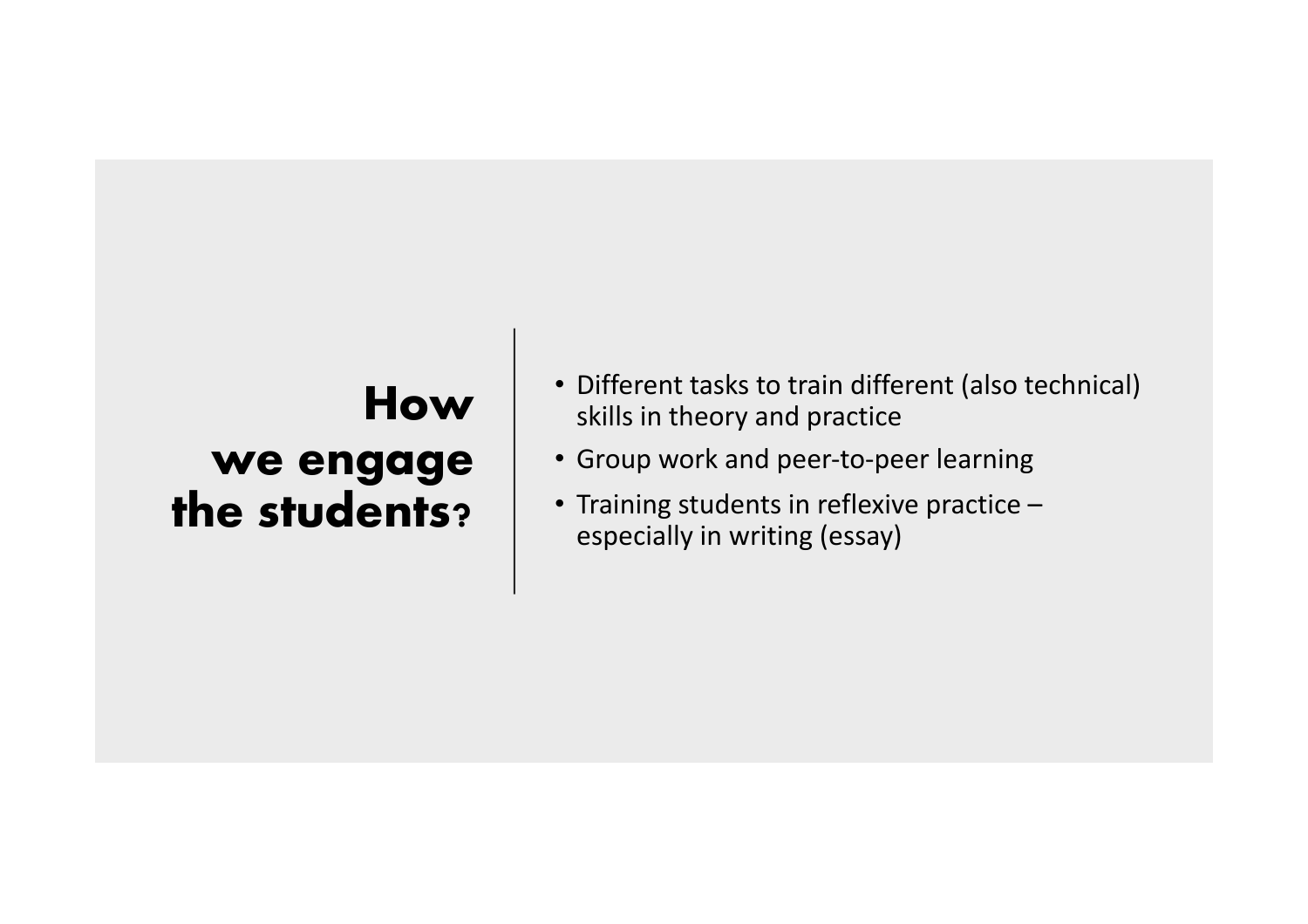# How we engage the students?

- Different tasks to train different (also technical) skills in theory and practice
- Group work and peer-to-peer learning
- Training students in reflexive practice – especially in writing (essay)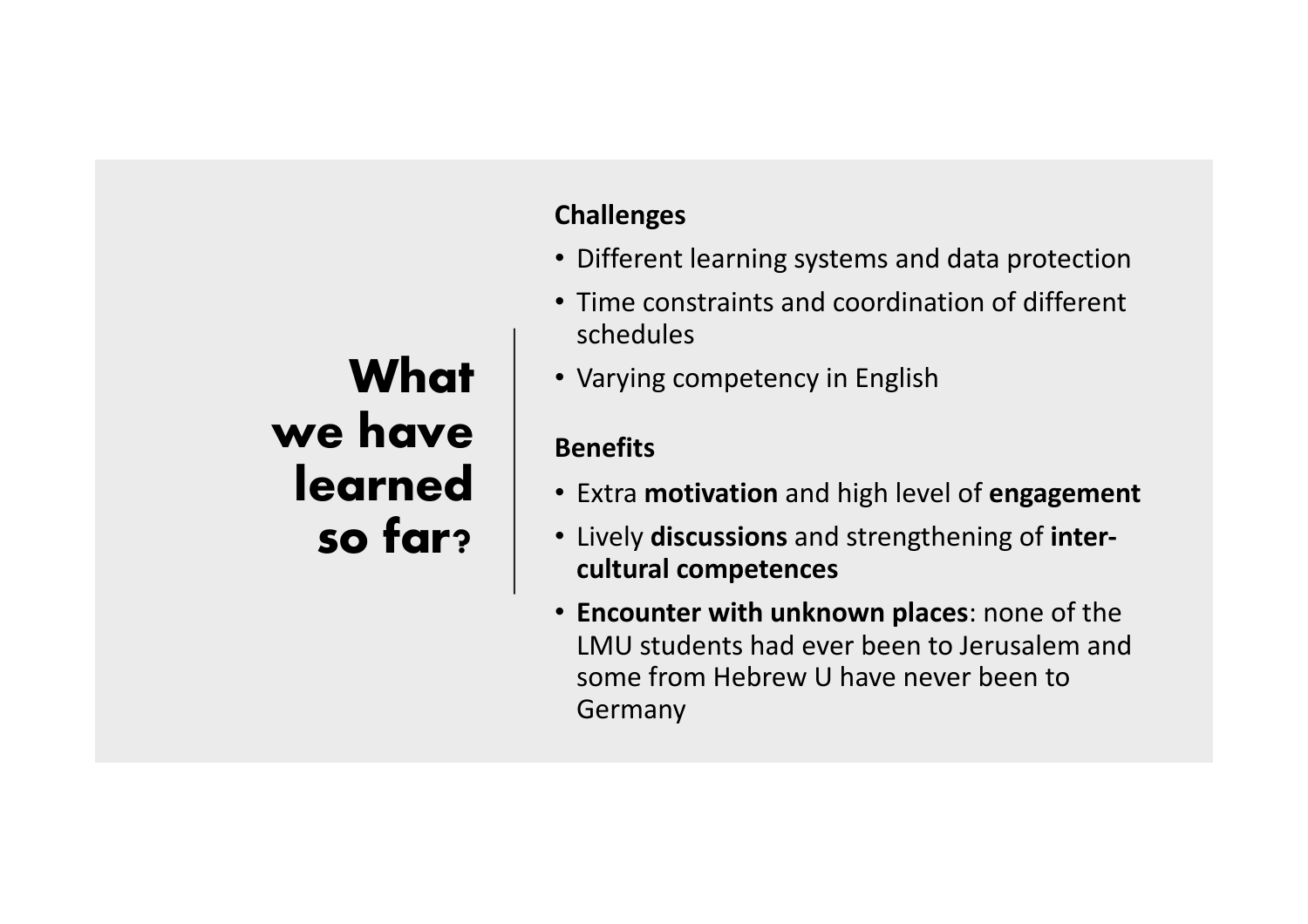# What we have learned so far?

**Challenges**

- Different learning systems and data protection
- Time constraints and coordination of different schedules
- Varying competency in English

**Benefits**

- Extra **motivation** and high level of **engagement**
- Lively **discussions** and strengthening of **inter-cultural competences**
- **Encounter with unknown places**: none of the LMU students had ever been to Jerusalem and some from Hebrew U have never been to Germany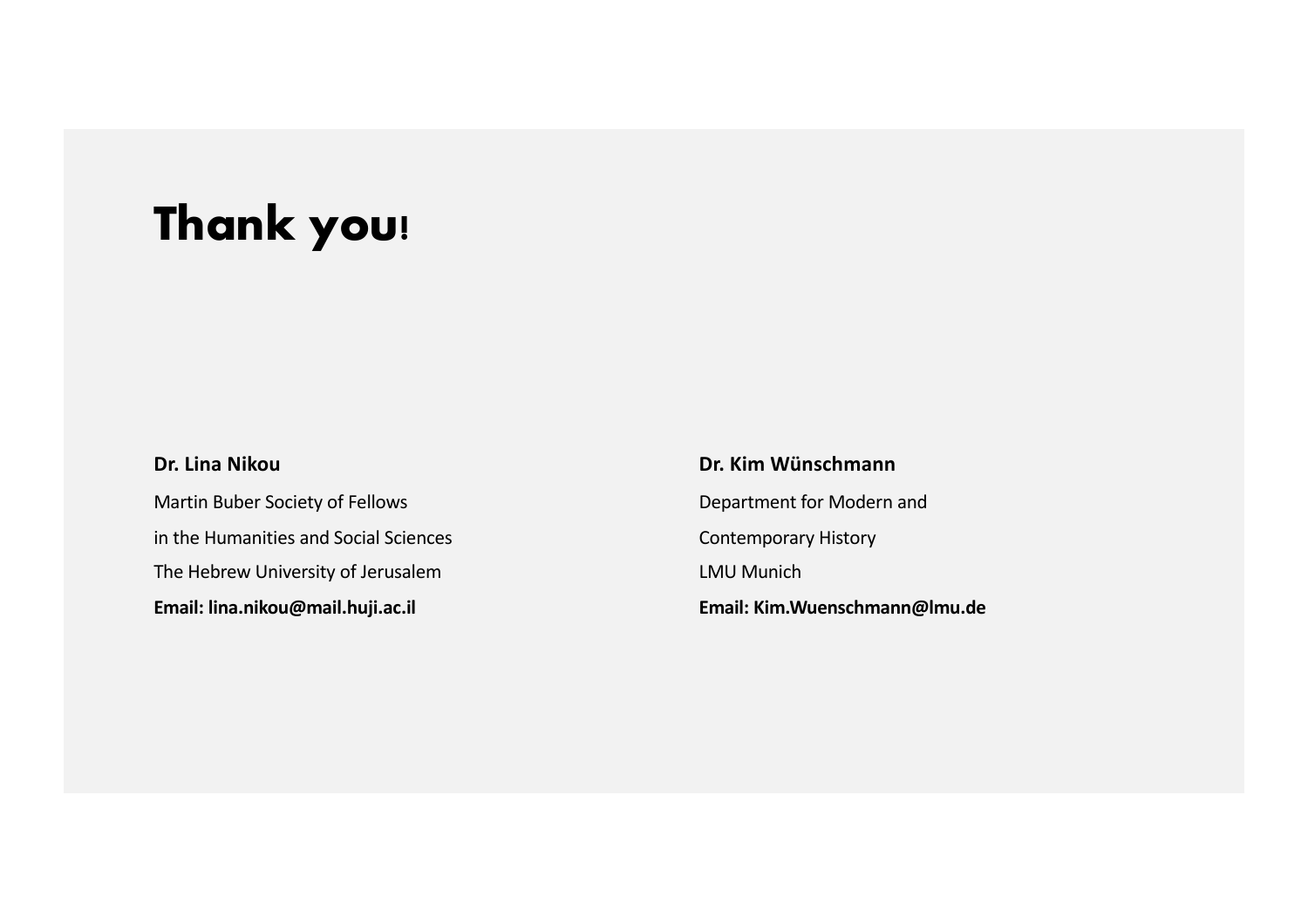# Thank you!

**Dr. Lina Nikou**

Martin Buber Society of Fellows

in the Humanities and Social Sciences

The Hebrew University of Jerusalem

**Email: lina.nikou@mail.huji.ac.il**

**Dr. Kim Wünschmann**

Department for Modern and

Contemporary History

LMU Munich

**Email: Kim.Wuenschmann@lmu.de**